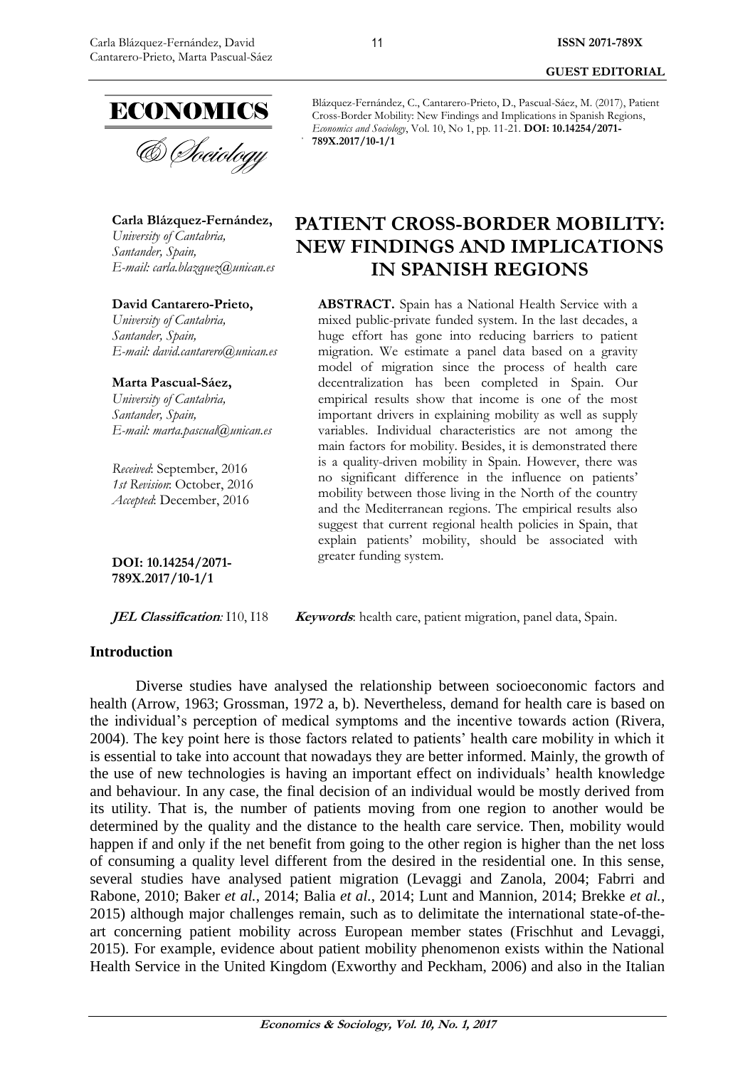Blázquez-Fernández, C., Cantarero-Prieto, D., Pascual-Sáez, M. (2017), Patient Cross-Border Mobility: New Findings and Implications in Spanish Regions, *Economics and Sociology*, Vol. 10, No 1, pp. 11-21. **DOI: 10.14254/2071-789X.2017/10-1/1**

**Carla Blázquez-Fernández,**
*University of Cantabria,*
*Santander, Spain,*
*E-mail: carla.blazquez@unican.es*

**David Cantarero-Prieto,**
*University of Cantabria,*
*Santander, Spain,*
*E-mail: david.cantarero@unican.es*

**Marta Pascual-Sáez,**
*University of Cantabria,*
*Santander, Spain,*
*E-mail: marta.pascual@unican.es*

*Received*: September, 2016
*1st Revision*: October, 2016
*Accepted*: December, 2016

**DOI: 10.14254/2071-789X.2017/10-1/1**

# PATIENT CROSS-BORDER MOBILITY: NEW FINDINGS AND IMPLICATIONS IN SPANISH REGIONS

**ABSTRACT.** Spain has a National Health Service with a mixed public-private funded system. In the last decades, a huge effort has gone into reducing barriers to patient migration. We estimate a panel data based on a gravity model of migration since the process of health care decentralization has been completed in Spain. Our empirical results show that income is one of the most important drivers in explaining mobility as well as supply variables. Individual characteristics are not among the main factors for mobility. Besides, it is demonstrated there is a quality-driven mobility in Spain. However, there was no significant difference in the influence on patients' mobility between those living in the North of the country and the Mediterranean regions. The empirical results also suggest that current regional health policies in Spain, that explain patients' mobility, should be associated with greater funding system.

***JEL Classification**:* I10, I18

***Keywords***: health care, patient migration, panel data, Spain.

## Introduction

Diverse studies have analysed the relationship between socioeconomic factors and health (Arrow, 1963; Grossman, 1972 a, b). Nevertheless, demand for health care is based on the individual's perception of medical symptoms and the incentive towards action (Rivera, 2004). The key point here is those factors related to patients' health care mobility in which it is essential to take into account that nowadays they are better informed. Mainly, the growth of the use of new technologies is having an important effect on individuals' health knowledge and behaviour. In any case, the final decision of an individual would be mostly derived from its utility. That is, the number of patients moving from one region to another would be determined by the quality and the distance to the health care service. Then, mobility would happen if and only if the net benefit from going to the other region is higher than the net loss of consuming a quality level different from the desired in the residential one. In this sense, several studies have analysed patient migration (Levaggi and Zanola, 2004; Fabrri and Rabone, 2010; Baker *et al.*, 2014; Balia *et al.*, 2014; Lunt and Mannion, 2014; Brekke *et al.*, 2015) although major challenges remain, such as to delimitate the international state-of-the-art concerning patient mobility across European member states (Frischhut and Levaggi, 2015). For example, evidence about patient mobility phenomenon exists within the National Health Service in the United Kingdom (Exworthy and Peckham, 2006) and also in the Italian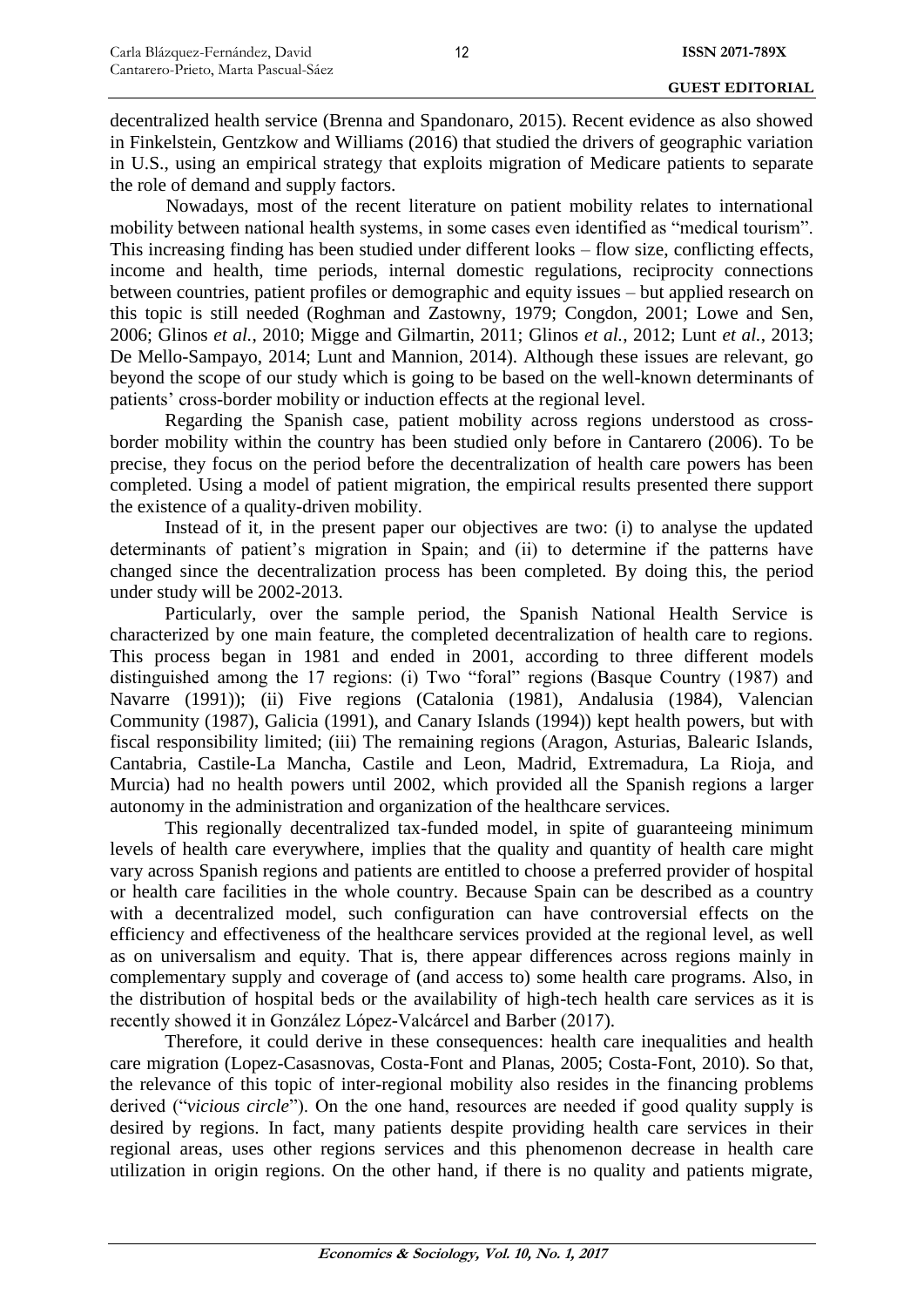decentralized health service (Brenna and Spandonaro, 2015). Recent evidence as also showed in Finkelstein, Gentzkow and Williams (2016) that studied the drivers of geographic variation in U.S., using an empirical strategy that exploits migration of Medicare patients to separate the role of demand and supply factors.

Nowadays, most of the recent literature on patient mobility relates to international mobility between national health systems, in some cases even identified as "medical tourism". This increasing finding has been studied under different looks – flow size, conflicting effects, income and health, time periods, internal domestic regulations, reciprocity connections between countries, patient profiles or demographic and equity issues – but applied research on this topic is still needed (Roghman and Zastowny, 1979; Congdon, 2001; Lowe and Sen, 2006; Glinos *et al.*, 2010; Migge and Gilmartin, 2011; Glinos *et al.*, 2012; Lunt *et al.*, 2013; De Mello-Sampayo, 2014; Lunt and Mannion, 2014). Although these issues are relevant, go beyond the scope of our study which is going to be based on the well-known determinants of patients' cross-border mobility or induction effects at the regional level.

Regarding the Spanish case, patient mobility across regions understood as cross-border mobility within the country has been studied only before in Cantarero (2006). To be precise, they focus on the period before the decentralization of health care powers has been completed. Using a model of patient migration, the empirical results presented there support the existence of a quality-driven mobility.

Instead of it, in the present paper our objectives are two: (i) to analyse the updated determinants of patient's migration in Spain; and (ii) to determine if the patterns have changed since the decentralization process has been completed. By doing this, the period under study will be 2002-2013.

Particularly, over the sample period, the Spanish National Health Service is characterized by one main feature, the completed decentralization of health care to regions. This process began in 1981 and ended in 2001, according to three different models distinguished among the 17 regions: (i) Two "foral" regions (Basque Country (1987) and Navarre (1991)); (ii) Five regions (Catalonia (1981), Andalusia (1984), Valencian Community (1987), Galicia (1991), and Canary Islands (1994)) kept health powers, but with fiscal responsibility limited; (iii) The remaining regions (Aragon, Asturias, Balearic Islands, Cantabria, Castile-La Mancha, Castile and Leon, Madrid, Extremadura, La Rioja, and Murcia) had no health powers until 2002, which provided all the Spanish regions a larger autonomy in the administration and organization of the healthcare services.

This regionally decentralized tax-funded model, in spite of guaranteeing minimum levels of health care everywhere, implies that the quality and quantity of health care might vary across Spanish regions and patients are entitled to choose a preferred provider of hospital or health care facilities in the whole country. Because Spain can be described as a country with a decentralized model, such configuration can have controversial effects on the efficiency and effectiveness of the healthcare services provided at the regional level, as well as on universalism and equity. That is, there appear differences across regions mainly in complementary supply and coverage of (and access to) some health care programs. Also, in the distribution of hospital beds or the availability of high-tech health care services as it is recently showed it in González López-Valcárcel and Barber (2017).

Therefore, it could derive in these consequences: health care inequalities and health care migration (Lopez-Casasnovas, Costa-Font and Planas, 2005; Costa-Font, 2010). So that, the relevance of this topic of inter-regional mobility also resides in the financing problems derived ("*vicious circle*"). On the one hand, resources are needed if good quality supply is desired by regions. In fact, many patients despite providing health care services in their regional areas, uses other regions services and this phenomenon decrease in health care utilization in origin regions. On the other hand, if there is no quality and patients migrate,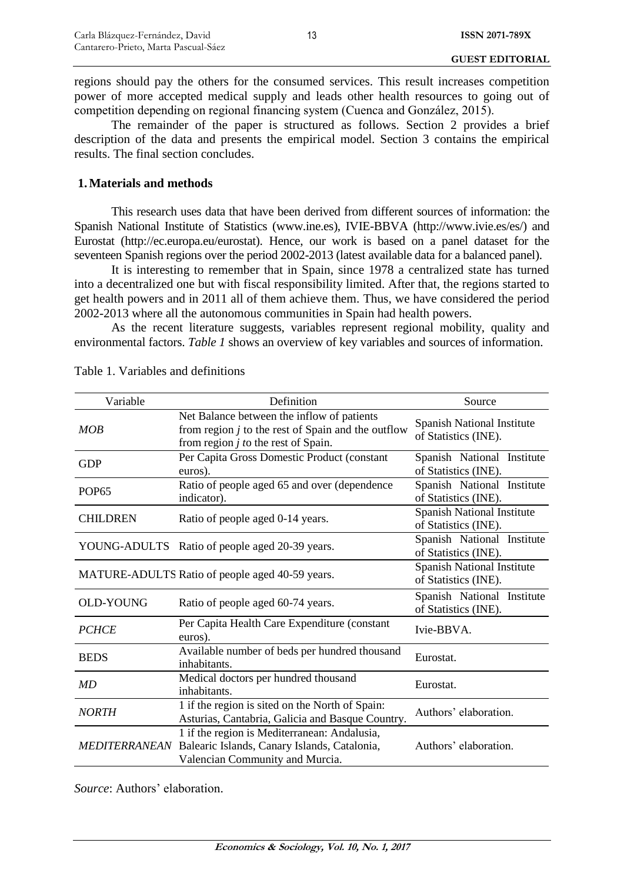regions should pay the others for the consumed services. This result increases competition power of more accepted medical supply and leads other health resources to going out of competition depending on regional financing system (Cuenca and González, 2015).

The remainder of the paper is structured as follows. Section 2 provides a brief description of the data and presents the empirical model. Section 3 contains the empirical results. The final section concludes.

## 1. Materials and methods

This research uses data that have been derived from different sources of information: the Spanish National Institute of Statistics (www.ine.es), IVIE-BBVA (http://www.ivie.es/es/) and Eurostat (http://ec.europa.eu/eurostat). Hence, our work is based on a panel dataset for the seventeen Spanish regions over the period 2002-2013 (latest available data for a balanced panel).

It is interesting to remember that in Spain, since 1978 a centralized state has turned into a decentralized one but with fiscal responsibility limited. After that, the regions started to get health powers and in 2011 all of them achieve them. Thus, we have considered the period 2002-2013 where all the autonomous communities in Spain had health powers.

As the recent literature suggests, variables represent regional mobility, quality and environmental factors. *Table 1* shows an overview of key variables and sources of information.

Table 1. Variables and definitions

| Variable | Definition | Source |
|---|---|---|
| *MOB* | Net Balance between the inflow of patients from region *j* to the rest of Spain and the outflow from region *j to* the rest of Spain. | Spanish National Institute of Statistics (INE). |
| GDP | Per Capita Gross Domestic Product (constant euros). | Spanish National Institute of Statistics (INE). |
| POP65 | Ratio of people aged 65 and over (dependence indicator). | Spanish National Institute of Statistics (INE). |
| CHILDREN | Ratio of people aged 0-14 years. | Spanish National Institute of Statistics (INE). |
| YOUNG-ADULTS | Ratio of people aged 20-39 years. | Spanish National Institute of Statistics (INE). |
| MATURE-ADULTS | Ratio of people aged 40-59 years. | Spanish National Institute of Statistics (INE). |
| OLD-YOUNG | Ratio of people aged 60-74 years. | Spanish National Institute of Statistics (INE). |
| *PCHCE* | Per Capita Health Care Expenditure (constant euros). | Ivie-BBVA. |
| BEDS | Available number of beds per hundred thousand inhabitants. | Eurostat. |
| *MD* | Medical doctors per hundred thousand inhabitants. | Eurostat. |
| *NORTH* | 1 if the region is sited on the North of Spain: Asturias, Cantabria, Galicia and Basque Country. | Authors' elaboration. |
| *MEDITERRANEAN* | 1 if the region is Mediterranean: Andalusia, Balearic Islands, Canary Islands, Catalonia, Valencian Community and Murcia. | Authors' elaboration. |

*Source*: Authors' elaboration.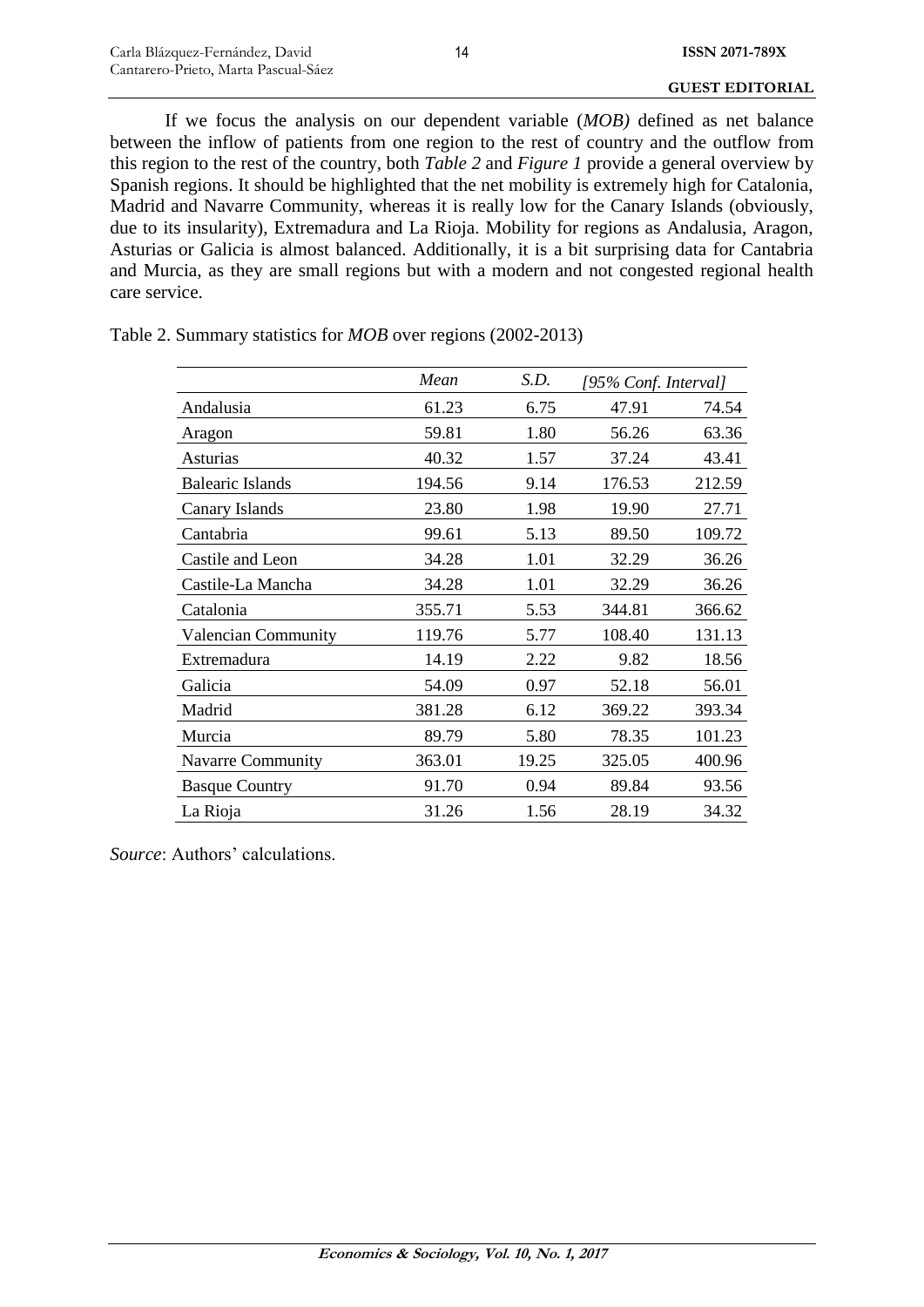If we focus the analysis on our dependent variable (*MOB)* defined as net balance between the inflow of patients from one region to the rest of country and the outflow from this region to the rest of the country, both *Table 2* and *Figure 1* provide a general overview by Spanish regions. It should be highlighted that the net mobility is extremely high for Catalonia, Madrid and Navarre Community, whereas it is really low for the Canary Islands (obviously, due to its insularity), Extremadura and La Rioja. Mobility for regions as Andalusia, Aragon, Asturias or Galicia is almost balanced. Additionally, it is a bit surprising data for Cantabria and Murcia, as they are small regions but with a modern and not congested regional health care service.

Table 2. Summary statistics for *MOB* over regions (2002-2013)

| | *Mean* | *S.D.* | *[95% Conf. Interval]* | |
|---|---|---|---|---|
| Andalusia | 61.23 | 6.75 | 47.91 | 74.54 |
| Aragon | 59.81 | 1.80 | 56.26 | 63.36 |
| Asturias | 40.32 | 1.57 | 37.24 | 43.41 |
| Balearic Islands | 194.56 | 9.14 | 176.53 | 212.59 |
| Canary Islands | 23.80 | 1.98 | 19.90 | 27.71 |
| Cantabria | 99.61 | 5.13 | 89.50 | 109.72 |
| Castile and Leon | 34.28 | 1.01 | 32.29 | 36.26 |
| Castile-La Mancha | 34.28 | 1.01 | 32.29 | 36.26 |
| Catalonia | 355.71 | 5.53 | 344.81 | 366.62 |
| Valencian Community | 119.76 | 5.77 | 108.40 | 131.13 |
| Extremadura | 14.19 | 2.22 | 9.82 | 18.56 |
| Galicia | 54.09 | 0.97 | 52.18 | 56.01 |
| Madrid | 381.28 | 6.12 | 369.22 | 393.34 |
| Murcia | 89.79 | 5.80 | 78.35 | 101.23 |
| Navarre Community | 363.01 | 19.25 | 325.05 | 400.96 |
| Basque Country | 91.70 | 0.94 | 89.84 | 93.56 |
| La Rioja | 31.26 | 1.56 | 28.19 | 34.32 |

*Source*: Authors' calculations.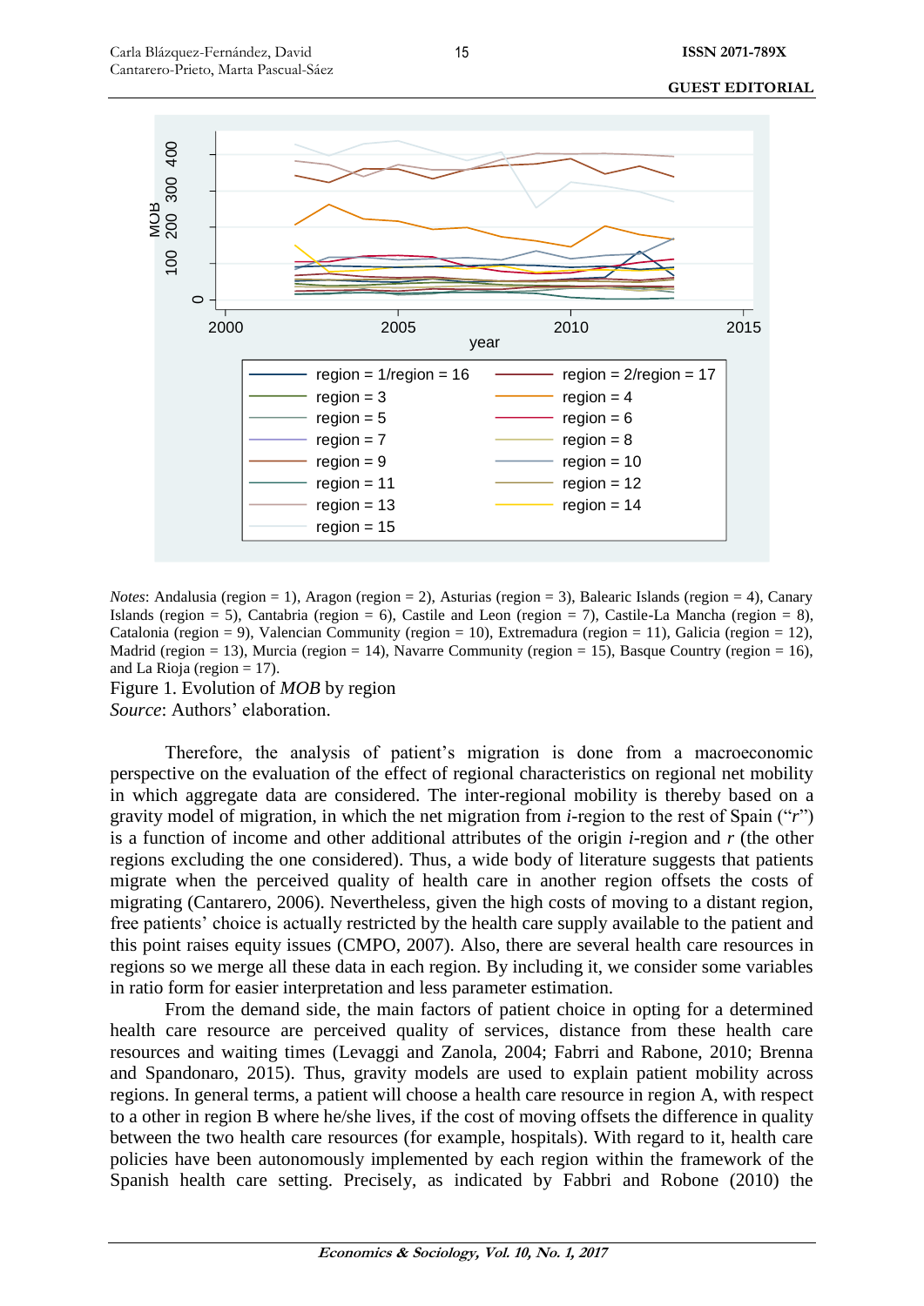*Notes*: Andalusia (region = 1), Aragon (region = 2), Asturias (region = 3), Balearic Islands (region = 4), Canary Islands (region = 5), Cantabria (region = 6), Castile and Leon (region = 7), Castile-La Mancha (region = 8), Catalonia (region = 9), Valencian Community (region = 10), Extremadura (region = 11), Galicia (region = 12), Madrid (region = 13), Murcia (region = 14), Navarre Community (region = 15), Basque Country (region = 16), and La Rioja (region = 17).

Figure 1. Evolution of *MOB* by region

*Source*: Authors' elaboration.

Therefore, the analysis of patient's migration is done from a macroeconomic perspective on the evaluation of the effect of regional characteristics on regional net mobility in which aggregate data are considered. The inter-regional mobility is thereby based on a gravity model of migration, in which the net migration from *i*-region to the rest of Spain ("*r*") is a function of income and other additional attributes of the origin *i*-region and *r* (the other regions excluding the one considered). Thus, a wide body of literature suggests that patients migrate when the perceived quality of health care in another region offsets the costs of migrating (Cantarero, 2006). Nevertheless, given the high costs of moving to a distant region, free patients' choice is actually restricted by the health care supply available to the patient and this point raises equity issues (CMPO, 2007). Also, there are several health care resources in regions so we merge all these data in each region. By including it, we consider some variables in ratio form for easier interpretation and less parameter estimation.

From the demand side, the main factors of patient choice in opting for a determined health care resource are perceived quality of services, distance from these health care resources and waiting times (Levaggi and Zanola, 2004; Fabrri and Rabone, 2010; Brenna and Spandonaro, 2015). Thus, gravity models are used to explain patient mobility across regions. In general terms, a patient will choose a health care resource in region A, with respect to a other in region B where he/she lives, if the cost of moving offsets the difference in quality between the two health care resources (for example, hospitals). With regard to it, health care policies have been autonomously implemented by each region within the framework of the Spanish health care setting. Precisely, as indicated by Fabbri and Robone (2010) the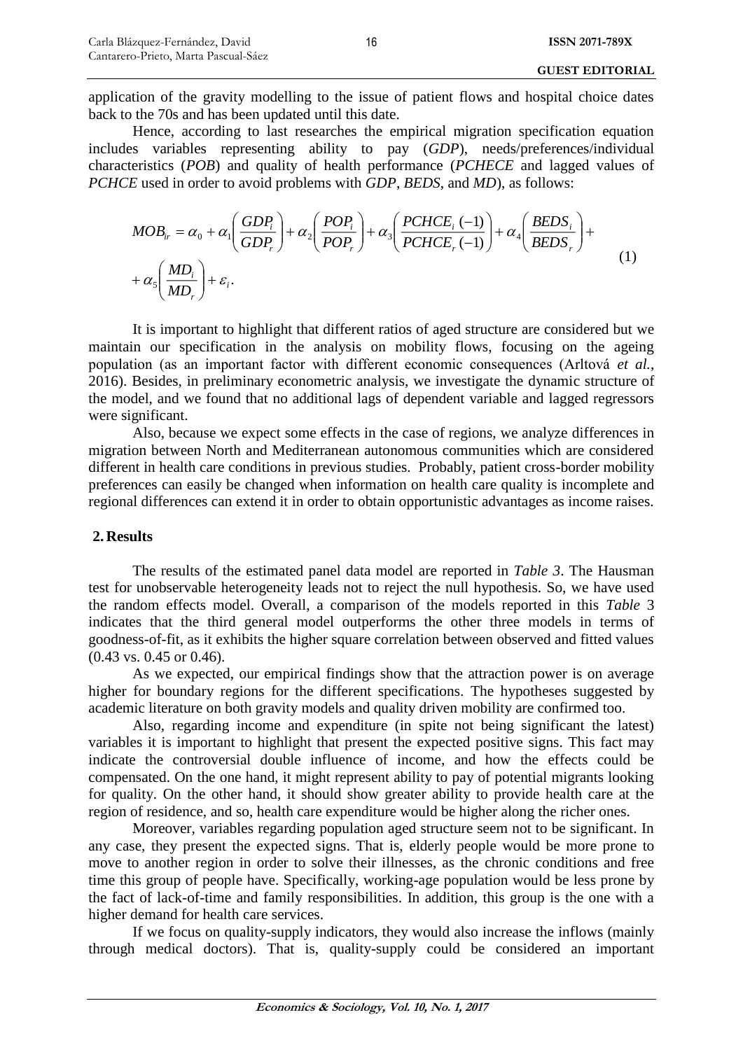application of the gravity modelling to the issue of patient flows and hospital choice dates back to the 70s and has been updated until this date.

Hence, according to last researches the empirical migration specification equation includes variables representing ability to pay (*GDP*), needs/preferences/individual characteristics (*POB*) and quality of health performance (*PCHECE* and lagged values of *PCHCE* used in order to avoid problems with *GDP*, *BEDS*, and *MD*), as follows:

$$MOB_{ir} = \alpha_0 + \alpha_1\left(\frac{GDP_i}{GDP_r}\right) + \alpha_2\left(\frac{POP_i}{POP_r}\right) + \alpha_3\left(\frac{PCHCE_i(-1)}{PCHCE_r(-1)}\right) + \alpha_4\left(\frac{BEDS_i}{BEDS_r}\right) + \alpha_5\left(\frac{MD_i}{MD_r}\right) + \varepsilon_i. \quad (1)$$

It is important to highlight that different ratios of aged structure are considered but we maintain our specification in the analysis on mobility flows, focusing on the ageing population (as an important factor with different economic consequences (Arltová *et al.*, 2016). Besides, in preliminary econometric analysis, we investigate the dynamic structure of the model, and we found that no additional lags of dependent variable and lagged regressors were significant.

Also, because we expect some effects in the case of regions, we analyze differences in migration between North and Mediterranean autonomous communities which are considered different in health care conditions in previous studies. Probably, patient cross-border mobility preferences can easily be changed when information on health care quality is incomplete and regional differences can extend it in order to obtain opportunistic advantages as income raises.

## 2. Results

The results of the estimated panel data model are reported in *Table 3*. The Hausman test for unobservable heterogeneity leads not to reject the null hypothesis. So, we have used the random effects model. Overall, a comparison of the models reported in this *Table* 3 indicates that the third general model outperforms the other three models in terms of goodness-of-fit, as it exhibits the higher square correlation between observed and fitted values (0.43 vs. 0.45 or 0.46).

As we expected, our empirical findings show that the attraction power is on average higher for boundary regions for the different specifications. The hypotheses suggested by academic literature on both gravity models and quality driven mobility are confirmed too.

Also, regarding income and expenditure (in spite not being significant the latest) variables it is important to highlight that present the expected positive signs. This fact may indicate the controversial double influence of income, and how the effects could be compensated. On the one hand, it might represent ability to pay of potential migrants looking for quality. On the other hand, it should show greater ability to provide health care at the region of residence, and so, health care expenditure would be higher along the richer ones.

Moreover, variables regarding population aged structure seem not to be significant. In any case, they present the expected signs. That is, elderly people would be more prone to move to another region in order to solve their illnesses, as the chronic conditions and free time this group of people have. Specifically, working-age population would be less prone by the fact of lack-of-time and family responsibilities. In addition, this group is the one with a higher demand for health care services.

If we focus on quality-supply indicators, they would also increase the inflows (mainly through medical doctors). That is, quality-supply could be considered an important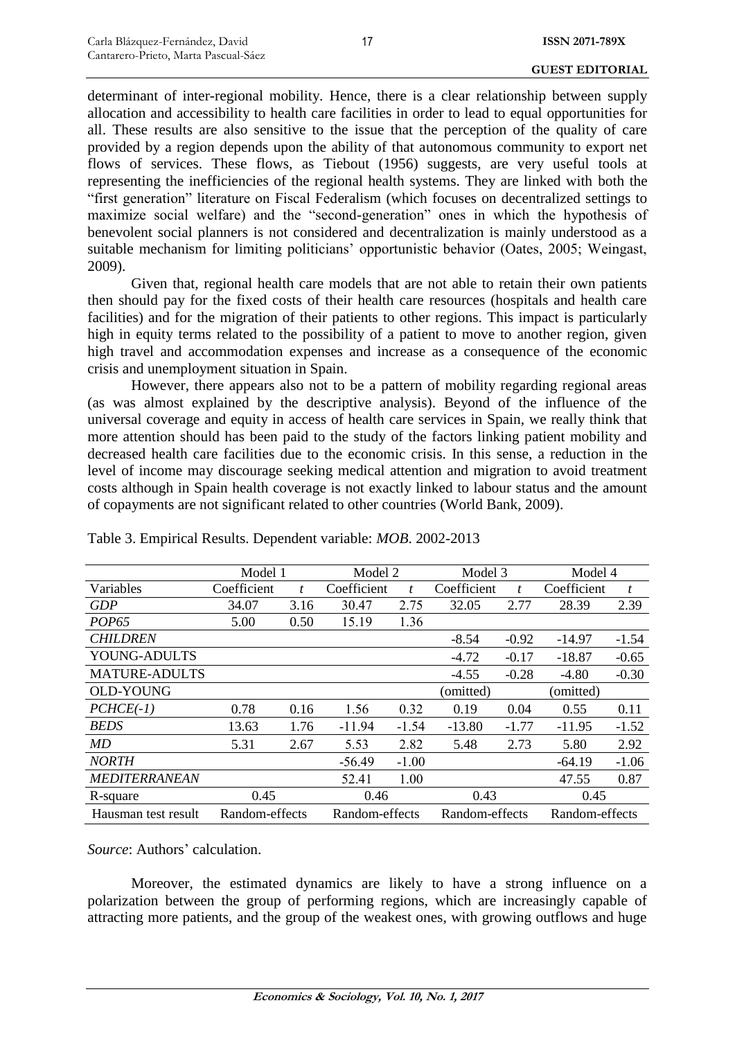determinant of inter-regional mobility. Hence, there is a clear relationship between supply allocation and accessibility to health care facilities in order to lead to equal opportunities for all. These results are also sensitive to the issue that the perception of the quality of care provided by a region depends upon the ability of that autonomous community to export net flows of services. These flows, as Tiebout (1956) suggests, are very useful tools at representing the inefficiencies of the regional health systems. They are linked with both the "first generation" literature on Fiscal Federalism (which focuses on decentralized settings to maximize social welfare) and the "second-generation" ones in which the hypothesis of benevolent social planners is not considered and decentralization is mainly understood as a suitable mechanism for limiting politicians' opportunistic behavior (Oates, 2005; Weingast, 2009).

Given that, regional health care models that are not able to retain their own patients then should pay for the fixed costs of their health care resources (hospitals and health care facilities) and for the migration of their patients to other regions. This impact is particularly high in equity terms related to the possibility of a patient to move to another region, given high travel and accommodation expenses and increase as a consequence of the economic crisis and unemployment situation in Spain.

However, there appears also not to be a pattern of mobility regarding regional areas (as was almost explained by the descriptive analysis). Beyond of the influence of the universal coverage and equity in access of health care services in Spain, we really think that more attention should has been paid to the study of the factors linking patient mobility and decreased health care facilities due to the economic crisis. In this sense, a reduction in the level of income may discourage seeking medical attention and migration to avoid treatment costs although in Spain health coverage is not exactly linked to labour status and the amount of copayments are not significant related to other countries (World Bank, 2009).

Table 3. Empirical Results. Dependent variable: *MOB*. 2002-2013

| | Model 1 | | Model 2 | | Model 3 | | Model 4 | |
|---|---|---|---|---|---|---|---|---|
| Variables | Coefficient | *t* | Coefficient | *t* | Coefficient | *t* | Coefficient | *t* |
| *GDP* | 34.07 | 3.16 | 30.47 | 2.75 | 32.05 | 2.77 | 28.39 | 2.39 |
| *POP65* | 5.00 | 0.50 | 15.19 | 1.36 | | | | |
| *CHILDREN* | | | | | -8.54 | -0.92 | -14.97 | -1.54 |
| YOUNG-ADULTS | | | | | -4.72 | -0.17 | -18.87 | -0.65 |
| MATURE-ADULTS | | | | | -4.55 | -0.28 | -4.80 | -0.30 |
| OLD-YOUNG | | | | | (omitted) | | (omitted) | |
| *PCHCE(-1)* | 0.78 | 0.16 | 1.56 | 0.32 | 0.19 | 0.04 | 0.55 | 0.11 |
| *BEDS* | 13.63 | 1.76 | -11.94 | -1.54 | -13.80 | -1.77 | -11.95 | -1.52 |
| *MD* | 5.31 | 2.67 | 5.53 | 2.82 | 5.48 | 2.73 | 5.80 | 2.92 |
| *NORTH* | | | -56.49 | -1.00 | | | -64.19 | -1.06 |
| *MEDITERRANEAN* | | | 52.41 | 1.00 | | | 47.55 | 0.87 |
| R-square | 0.45 | | 0.46 | | 0.43 | | 0.45 | |
| Hausman test result | Random-effects | | Random-effects | | Random-effects | | Random-effects | |

*Source*: Authors' calculation.

Moreover, the estimated dynamics are likely to have a strong influence on a polarization between the group of performing regions, which are increasingly capable of attracting more patients, and the group of the weakest ones, with growing outflows and huge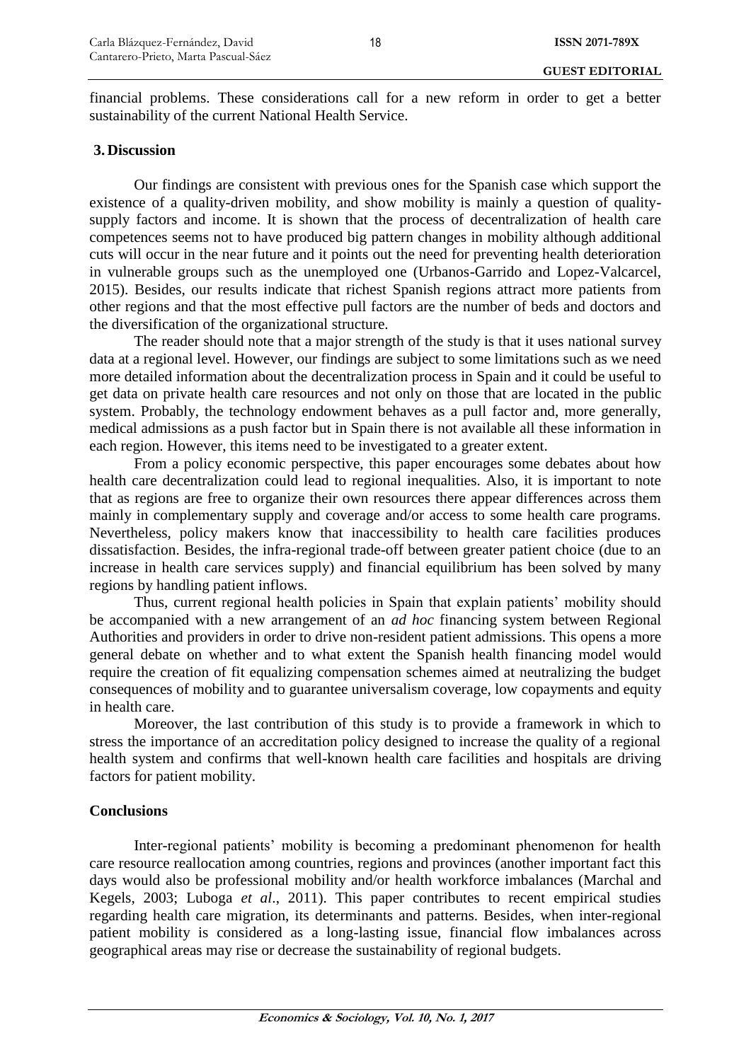financial problems. These considerations call for a new reform in order to get a better sustainability of the current National Health Service.

## 3. Discussion

Our findings are consistent with previous ones for the Spanish case which support the existence of a quality-driven mobility, and show mobility is mainly a question of quality-supply factors and income. It is shown that the process of decentralization of health care competences seems not to have produced big pattern changes in mobility although additional cuts will occur in the near future and it points out the need for preventing health deterioration in vulnerable groups such as the unemployed one (Urbanos-Garrido and Lopez-Valcarcel, 2015). Besides, our results indicate that richest Spanish regions attract more patients from other regions and that the most effective pull factors are the number of beds and doctors and the diversification of the organizational structure.

The reader should note that a major strength of the study is that it uses national survey data at a regional level. However, our findings are subject to some limitations such as we need more detailed information about the decentralization process in Spain and it could be useful to get data on private health care resources and not only on those that are located in the public system. Probably, the technology endowment behaves as a pull factor and, more generally, medical admissions as a push factor but in Spain there is not available all these information in each region. However, this items need to be investigated to a greater extent.

From a policy economic perspective, this paper encourages some debates about how health care decentralization could lead to regional inequalities. Also, it is important to note that as regions are free to organize their own resources there appear differences across them mainly in complementary supply and coverage and/or access to some health care programs. Nevertheless, policy makers know that inaccessibility to health care facilities produces dissatisfaction. Besides, the infra-regional trade-off between greater patient choice (due to an increase in health care services supply) and financial equilibrium has been solved by many regions by handling patient inflows.

Thus, current regional health policies in Spain that explain patients' mobility should be accompanied with a new arrangement of an *ad hoc* financing system between Regional Authorities and providers in order to drive non-resident patient admissions. This opens a more general debate on whether and to what extent the Spanish health financing model would require the creation of fit equalizing compensation schemes aimed at neutralizing the budget consequences of mobility and to guarantee universalism coverage, low copayments and equity in health care.

Moreover, the last contribution of this study is to provide a framework in which to stress the importance of an accreditation policy designed to increase the quality of a regional health system and confirms that well-known health care facilities and hospitals are driving factors for patient mobility.

## Conclusions

Inter-regional patients' mobility is becoming a predominant phenomenon for health care resource reallocation among countries, regions and provinces (another important fact this days would also be professional mobility and/or health workforce imbalances (Marchal and Kegels, 2003; Luboga *et al*., 2011). This paper contributes to recent empirical studies regarding health care migration, its determinants and patterns. Besides, when inter-regional patient mobility is considered as a long-lasting issue, financial flow imbalances across geographical areas may rise or decrease the sustainability of regional budgets.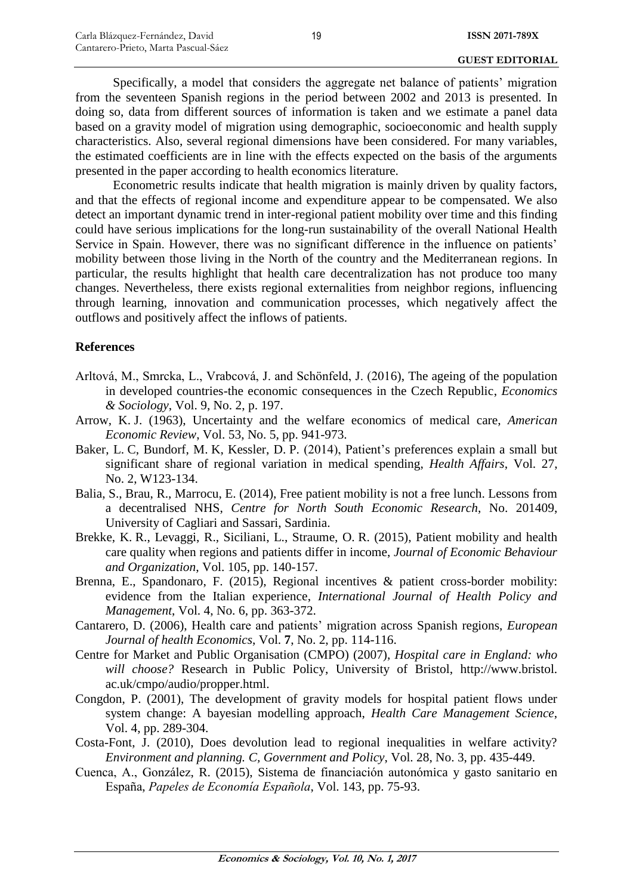Specifically, a model that considers the aggregate net balance of patients' migration from the seventeen Spanish regions in the period between 2002 and 2013 is presented. In doing so, data from different sources of information is taken and we estimate a panel data based on a gravity model of migration using demographic, socioeconomic and health supply characteristics. Also, several regional dimensions have been considered. For many variables, the estimated coefficients are in line with the effects expected on the basis of the arguments presented in the paper according to health economics literature.

Econometric results indicate that health migration is mainly driven by quality factors, and that the effects of regional income and expenditure appear to be compensated. We also detect an important dynamic trend in inter-regional patient mobility over time and this finding could have serious implications for the long-run sustainability of the overall National Health Service in Spain. However, there was no significant difference in the influence on patients' mobility between those living in the North of the country and the Mediterranean regions. In particular, the results highlight that health care decentralization has not produce too many changes. Nevertheless, there exists regional externalities from neighbor regions, influencing through learning, innovation and communication processes, which negatively affect the outflows and positively affect the inflows of patients.

## References

Arltová, M., Smrcka, L., Vrabcová, J. and Schönfeld, J. (2016), The ageing of the population in developed countries-the economic consequences in the Czech Republic, *Economics & Sociology*, Vol. 9, No. 2, p. 197.

Arrow, K. J. (1963), Uncertainty and the welfare economics of medical care, *American Economic Review*, Vol. 53, No. 5, pp. 941-973.

Baker, L. C, Bundorf, M. K, Kessler, D. P. (2014), Patient's preferences explain a small but significant share of regional variation in medical spending, *Health Affairs*, Vol. 27, No. 2, W123-134.

Balia, S., Brau, R., Marrocu, E. (2014), Free patient mobility is not a free lunch. Lessons from a decentralised NHS, *Centre for North South Economic Research*, No. 201409, University of Cagliari and Sassari, Sardinia.

Brekke, K. R., Levaggi, R., Siciliani, L., Straume, O. R. (2015), Patient mobility and health care quality when regions and patients differ in income, *Journal of Economic Behaviour and Organization*, Vol. 105, pp. 140-157.

Brenna, E., Spandonaro, F. (2015), Regional incentives & patient cross-border mobility: evidence from the Italian experience, *International Journal of Health Policy and Management*, Vol. 4, No. 6, pp. 363-372.

Cantarero, D. (2006), Health care and patients' migration across Spanish regions, *European Journal of health Economics*, Vol. **7**, No. 2, pp. 114-116.

Centre for Market and Public Organisation (CMPO) (2007), *Hospital care in England: who will choose?* Research in Public Policy, University of Bristol, http://www.bristol.ac.uk/cmpo/audio/propper.html.

Congdon, P. (2001), The development of gravity models for hospital patient flows under system change: A bayesian modelling approach, *Health Care Management Science*, Vol. 4, pp. 289-304.

Costa-Font, J. (2010), Does devolution lead to regional inequalities in welfare activity? *Environment and planning. C, Government and Policy*, Vol. 28, No. 3, pp. 435-449.

Cuenca, A., González, R. (2015), Sistema de financiación autonómica y gasto sanitario en España, *Papeles de Economía Española*, Vol. 143, pp. 75-93.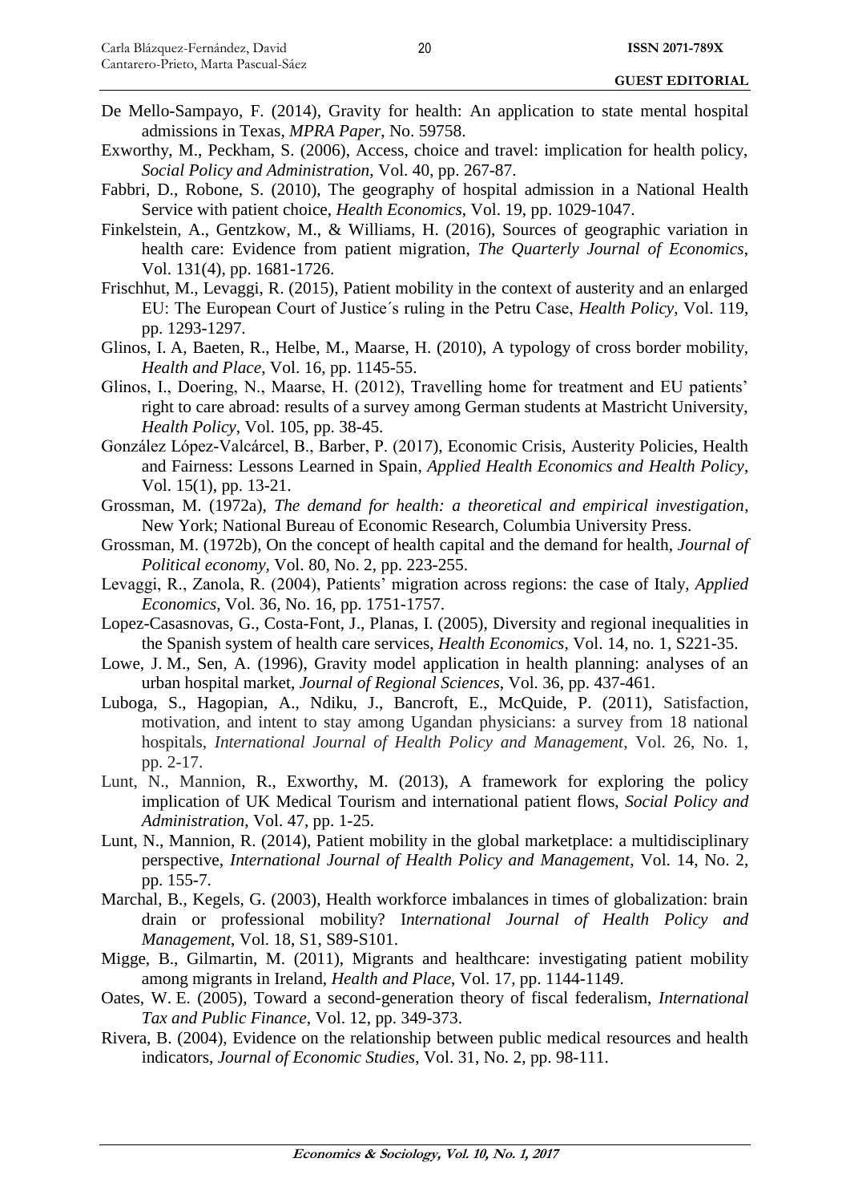De Mello-Sampayo, F. (2014), Gravity for health: An application to state mental hospital admissions in Texas, *MPRA Paper*, No. 59758.

Exworthy, M., Peckham, S. (2006), Access, choice and travel: implication for health policy, *Social Policy and Administration*, Vol. 40, pp. 267-87.

Fabbri, D., Robone, S. (2010), The geography of hospital admission in a National Health Service with patient choice, *Health Economics*, Vol. 19, pp. 1029-1047.

Finkelstein, A., Gentzkow, M., & Williams, H. (2016), Sources of geographic variation in health care: Evidence from patient migration, *The Quarterly Journal of Economics*, Vol. 131(4), pp. 1681-1726.

Frischhut, M., Levaggi, R. (2015), Patient mobility in the context of austerity and an enlarged EU: The European Court of Justice´s ruling in the Petru Case, *Health Policy*, Vol. 119, pp. 1293-1297.

Glinos, I. A, Baeten, R., Helbe, M., Maarse, H. (2010), A typology of cross border mobility, *Health and Place*, Vol. 16, pp. 1145-55.

Glinos, I., Doering, N., Maarse, H. (2012), Travelling home for treatment and EU patients' right to care abroad: results of a survey among German students at Mastricht University, *Health Policy*, Vol. 105, pp. 38-45.

González López-Valcárcel, B., Barber, P. (2017), Economic Crisis, Austerity Policies, Health and Fairness: Lessons Learned in Spain, *Applied Health Economics and Health Policy*, Vol. 15(1), pp. 13-21.

Grossman, M. (1972a), *The demand for health: a theoretical and empirical investigation*, New York; National Bureau of Economic Research, Columbia University Press.

Grossman, M. (1972b), On the concept of health capital and the demand for health, *Journal of Political economy*, Vol. 80, No. 2, pp. 223-255.

Levaggi, R., Zanola, R. (2004), Patients' migration across regions: the case of Italy, *Applied Economics*, Vol. 36, No. 16, pp. 1751-1757.

Lopez-Casasnovas, G., Costa-Font, J., Planas, I. (2005), Diversity and regional inequalities in the Spanish system of health care services, *Health Economics*, Vol. 14, no. 1, S221-35.

Lowe, J. M., Sen, A. (1996), Gravity model application in health planning: analyses of an urban hospital market, *Journal of Regional Sciences*, Vol. 36, pp. 437-461.

Luboga, S., Hagopian, A., Ndiku, J., Bancroft, E., McQuide, P. (2011), Satisfaction, motivation, and intent to stay among Ugandan physicians: a survey from 18 national hospitals, *International Journal of Health Policy and Management*, Vol. 26, No. 1, pp. 2-17.

Lunt, N., Mannion, R., Exworthy, M. (2013), A framework for exploring the policy implication of UK Medical Tourism and international patient flows, *Social Policy and Administration*, Vol. 47, pp. 1-25.

Lunt, N., Mannion, R. (2014), Patient mobility in the global marketplace: a multidisciplinary perspective, *International Journal of Health Policy and Management*, Vol. 14, No. 2, pp. 155-7.

Marchal, B., Kegels, G. (2003), Health workforce imbalances in times of globalization: brain drain or professional mobility? I*nternational Journal of Health Policy and Management*, Vol. 18, S1, S89-S101.

Migge, B., Gilmartin, M. (2011), Migrants and healthcare: investigating patient mobility among migrants in Ireland, *Health and Place*, Vol. 17, pp. 1144-1149.

Oates, W. E. (2005), Toward a second-generation theory of fiscal federalism, *International Tax and Public Finance*, Vol. 12, pp. 349-373.

Rivera, B. (2004), Evidence on the relationship between public medical resources and health indicators, *Journal of Economic Studies*, Vol. 31, No. 2, pp. 98-111.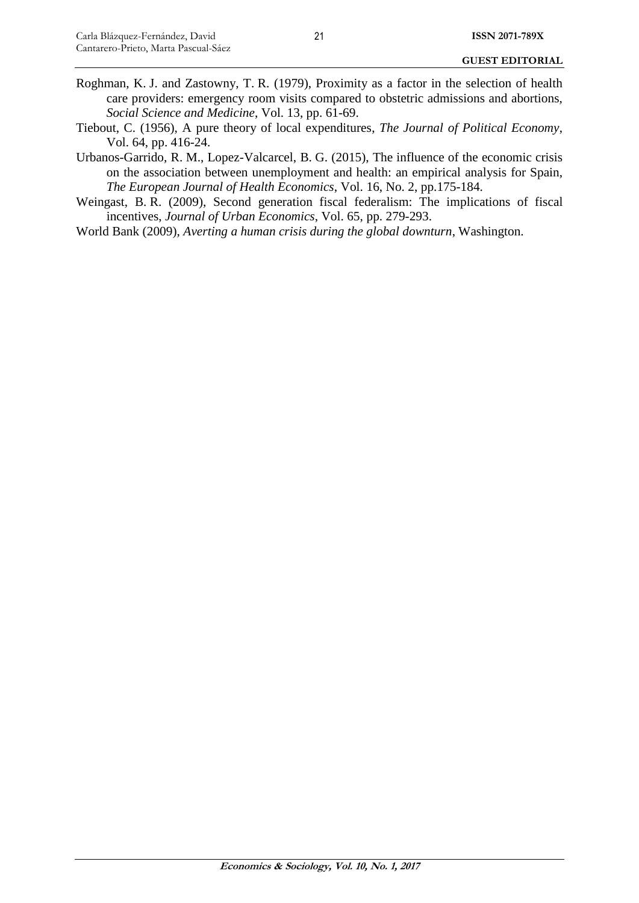Roghman, K. J. and Zastowny, T. R. (1979), Proximity as a factor in the selection of health care providers: emergency room visits compared to obstetric admissions and abortions, *Social Science and Medicine*, Vol. 13, pp. 61-69.

Tiebout, C. (1956), A pure theory of local expenditures, *The Journal of Political Economy*, Vol. 64, pp. 416-24.

Urbanos-Garrido, R. M., Lopez-Valcarcel, B. G. (2015), The influence of the economic crisis on the association between unemployment and health: an empirical analysis for Spain, *The European Journal of Health Economics*, Vol. 16, No. 2, pp.175-184.

Weingast, B. R. (2009), Second generation fiscal federalism: The implications of fiscal incentives, *Journal of Urban Economics*, Vol. 65, pp. 279-293.

World Bank (2009), *Averting a human crisis during the global downturn*, Washington.